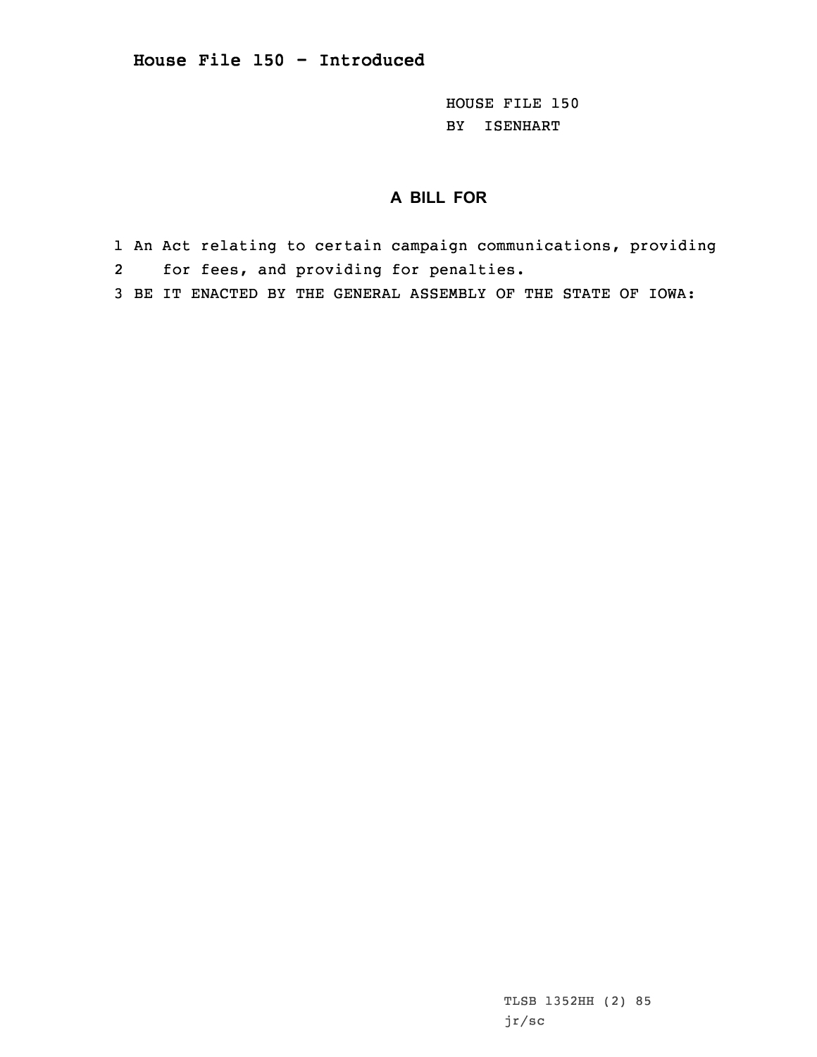## House File 150 - Introduced

HOUSE FILE 150
BY ISENHART

### A BILL FOR

1 An Act relating to certain campaign communications, providing
2 for fees, and providing for penalties.
3 BE IT ENACTED BY THE GENERAL ASSEMBLY OF THE STATE OF IOWA:

TLSB 1352HH (2) 85
jr/sc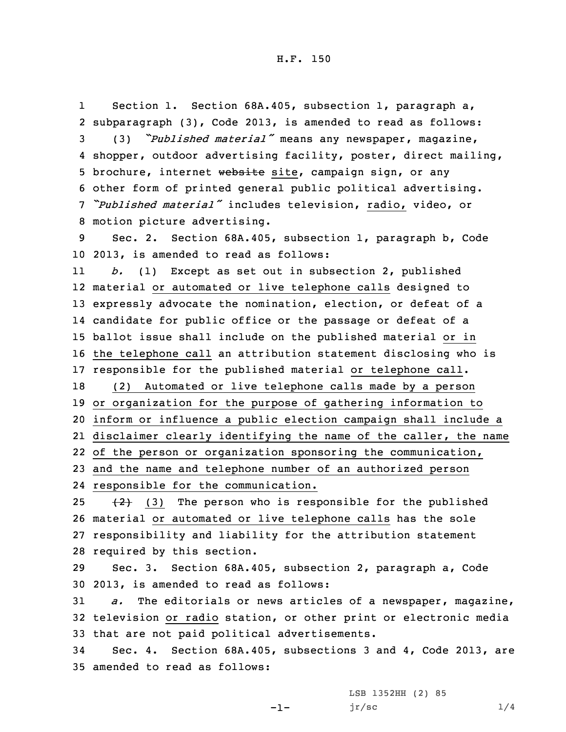Section 1. Section 68A.405, subsection 1, paragraph a, subparagraph (3), Code 2013, is amended to read as follows:

(3) *"Published material"* means any newspaper, magazine, shopper, outdoor advertising facility, poster, direct mailing, brochure, internet ~~website~~ site, campaign sign, or any other form of printed general public political advertising. *"Published material"* includes television, radio, video, or motion picture advertising.

Sec. 2. Section 68A.405, subsection 1, paragraph b, Code 2013, is amended to read as follows:

*b.* (1) Except as set out in subsection 2, published material or automated or live telephone calls designed to expressly advocate the nomination, election, or defeat of a candidate for public office or the passage or defeat of a ballot issue shall include on the published material or in the telephone call an attribution statement disclosing who is responsible for the published material or telephone call.

(2) Automated or live telephone calls made by a person or organization for the purpose of gathering information to inform or influence a public election campaign shall include a disclaimer clearly identifying the name of the caller, the name of the person or organization sponsoring the communication, and the name and telephone number of an authorized person responsible for the communication.

~~(2)~~ (3) The person who is responsible for the published material or automated or live telephone calls has the sole responsibility and liability for the attribution statement required by this section.

Sec. 3. Section 68A.405, subsection 2, paragraph a, Code 2013, is amended to read as follows:

*a.* The editorials or news articles of a newspaper, magazine, television or radio station, or other print or electronic media that are not paid political advertisements.

Sec. 4. Section 68A.405, subsections 3 and 4, Code 2013, are amended to read as follows: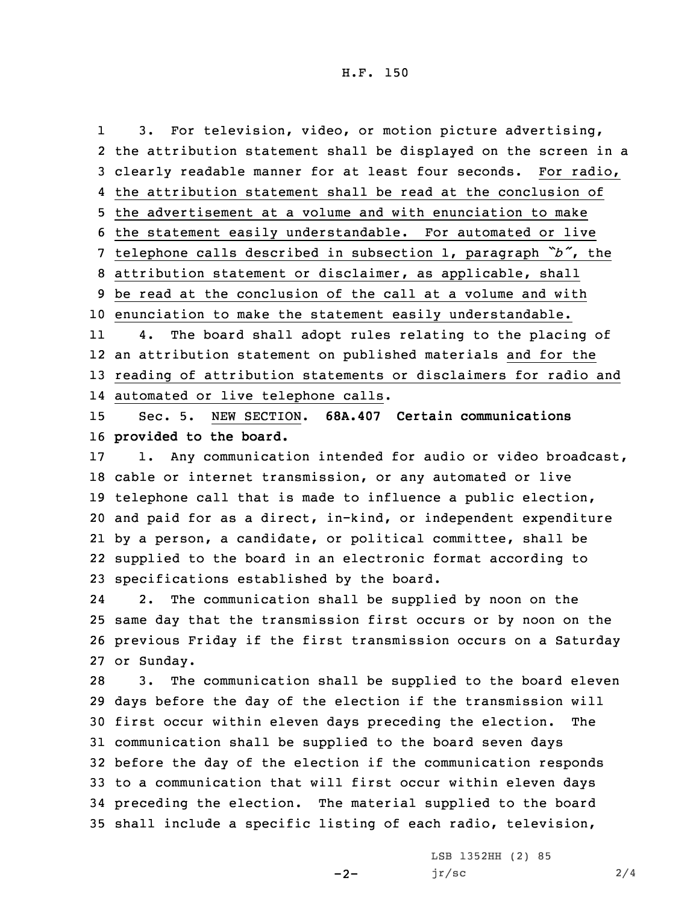3. For television, video, or motion picture advertising, the attribution statement shall be displayed on the screen in a clearly readable manner for at least four seconds. For radio, the attribution statement shall be read at the conclusion of the advertisement at a volume and with enunciation to make the statement easily understandable. For automated or live telephone calls described in subsection 1, paragraph *"b"*, the attribution statement or disclaimer, as applicable, shall be read at the conclusion of the call at a volume and with enunciation to make the statement easily understandable.

4. The board shall adopt rules relating to the placing of an attribution statement on published materials and for the reading of attribution statements or disclaimers for radio and automated or live telephone calls.

Sec. 5. NEW SECTION. **68A.407 Certain communications provided to the board.**

1. Any communication intended for audio or video broadcast, cable or internet transmission, or any automated or live telephone call that is made to influence a public election, and paid for as a direct, in-kind, or independent expenditure by a person, a candidate, or political committee, shall be supplied to the board in an electronic format according to specifications established by the board.

2. The communication shall be supplied by noon on the same day that the transmission first occurs or by noon on the previous Friday if the first transmission occurs on a Saturday or Sunday.

3. The communication shall be supplied to the board eleven days before the day of the election if the transmission will first occur within eleven days preceding the election. The communication shall be supplied to the board seven days before the day of the election if the communication responds to a communication that will first occur within eleven days preceding the election. The material supplied to the board shall include a specific listing of each radio, television,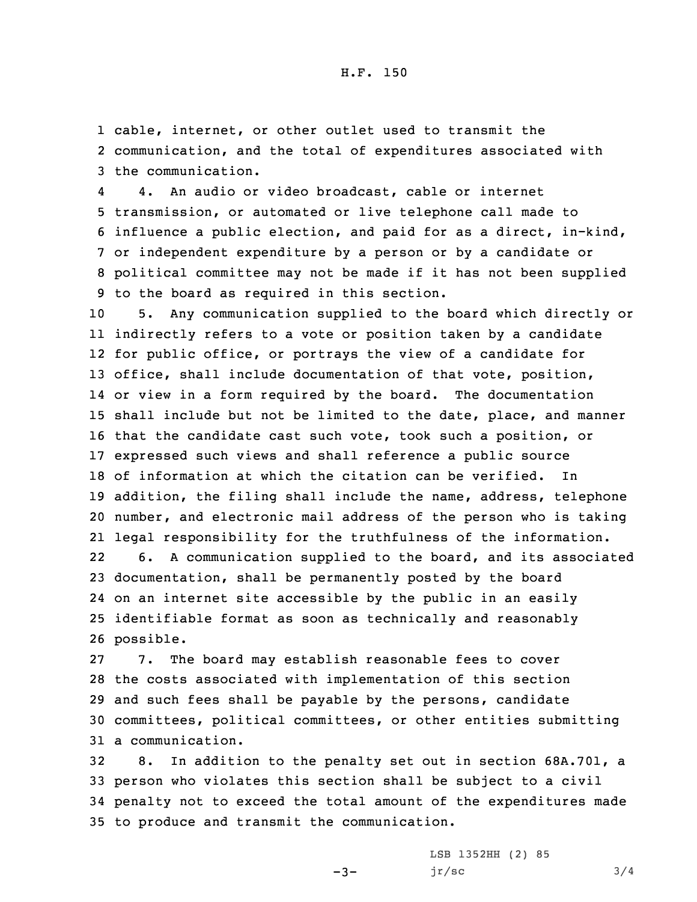cable, internet, or other outlet used to transmit the communication, and the total of expenditures associated with the communication.

4. An audio or video broadcast, cable or internet transmission, or automated or live telephone call made to influence a public election, and paid for as a direct, in-kind, or independent expenditure by a person or by a candidate or political committee may not be made if it has not been supplied to the board as required in this section.

5. Any communication supplied to the board which directly or indirectly refers to a vote or position taken by a candidate for public office, or portrays the view of a candidate for office, shall include documentation of that vote, position, or view in a form required by the board. The documentation shall include but not be limited to the date, place, and manner that the candidate cast such vote, took such a position, or expressed such views and shall reference a public source of information at which the citation can be verified. In addition, the filing shall include the name, address, telephone number, and electronic mail address of the person who is taking legal responsibility for the truthfulness of the information.

6. A communication supplied to the board, and its associated documentation, shall be permanently posted by the board on an internet site accessible by the public in an easily identifiable format as soon as technically and reasonably possible.

7. The board may establish reasonable fees to cover the costs associated with implementation of this section and such fees shall be payable by the persons, candidate committees, political committees, or other entities submitting a communication.

8. In addition to the penalty set out in section 68A.701, a person who violates this section shall be subject to a civil penalty not to exceed the total amount of the expenditures made to produce and transmit the communication.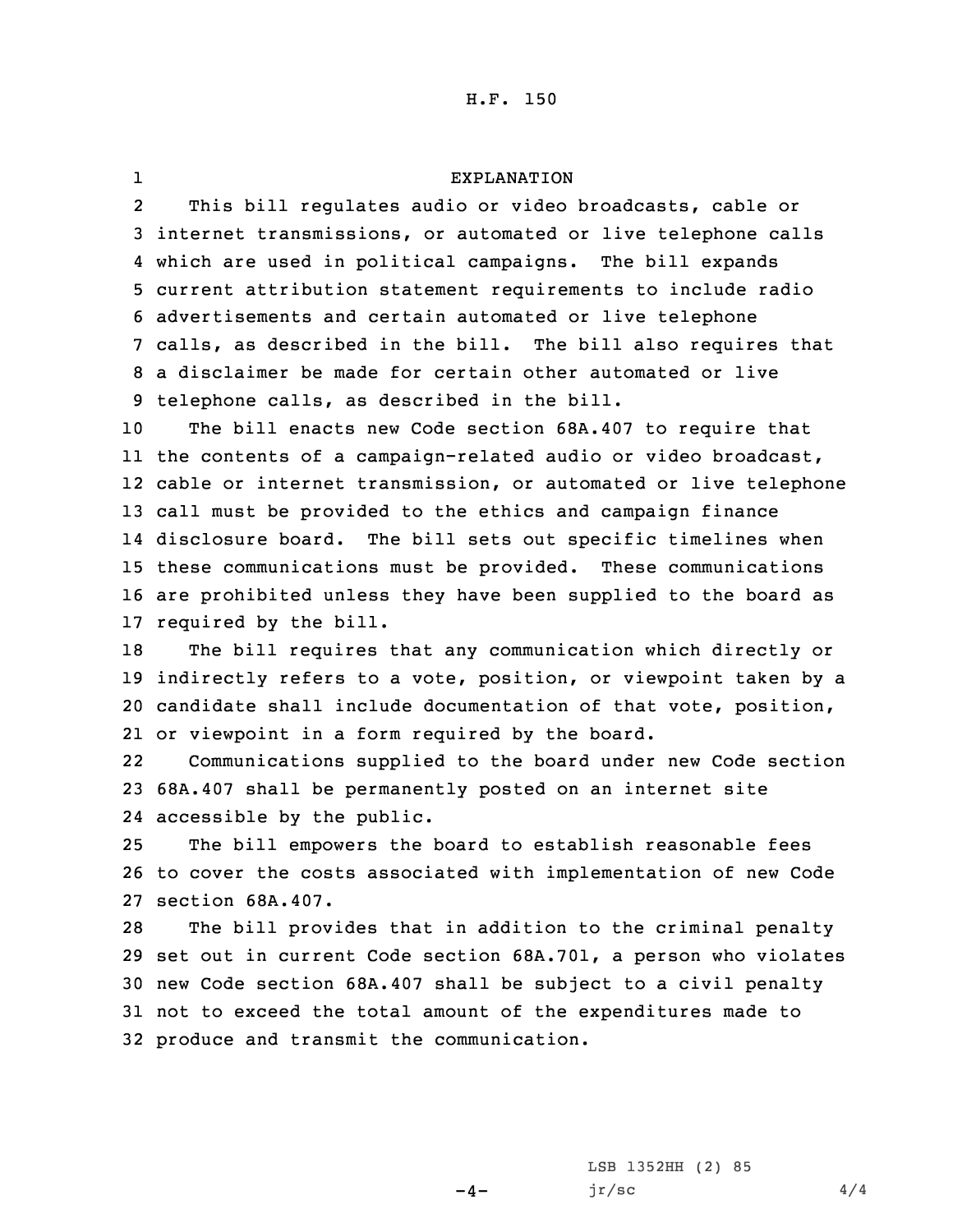# EXPLANATION

This bill regulates audio or video broadcasts, cable or internet transmissions, or automated or live telephone calls which are used in political campaigns. The bill expands current attribution statement requirements to include radio advertisements and certain automated or live telephone calls, as described in the bill. The bill also requires that a disclaimer be made for certain other automated or live telephone calls, as described in the bill.

The bill enacts new Code section 68A.407 to require that the contents of a campaign-related audio or video broadcast, cable or internet transmission, or automated or live telephone call must be provided to the ethics and campaign finance disclosure board. The bill sets out specific timelines when these communications must be provided. These communications are prohibited unless they have been supplied to the board as required by the bill.

The bill requires that any communication which directly or indirectly refers to a vote, position, or viewpoint taken by a candidate shall include documentation of that vote, position, or viewpoint in a form required by the board.

Communications supplied to the board under new Code section 68A.407 shall be permanently posted on an internet site accessible by the public.

The bill empowers the board to establish reasonable fees to cover the costs associated with implementation of new Code section 68A.407.

The bill provides that in addition to the criminal penalty set out in current Code section 68A.701, a person who violates new Code section 68A.407 shall be subject to a civil penalty not to exceed the total amount of the expenditures made to produce and transmit the communication.